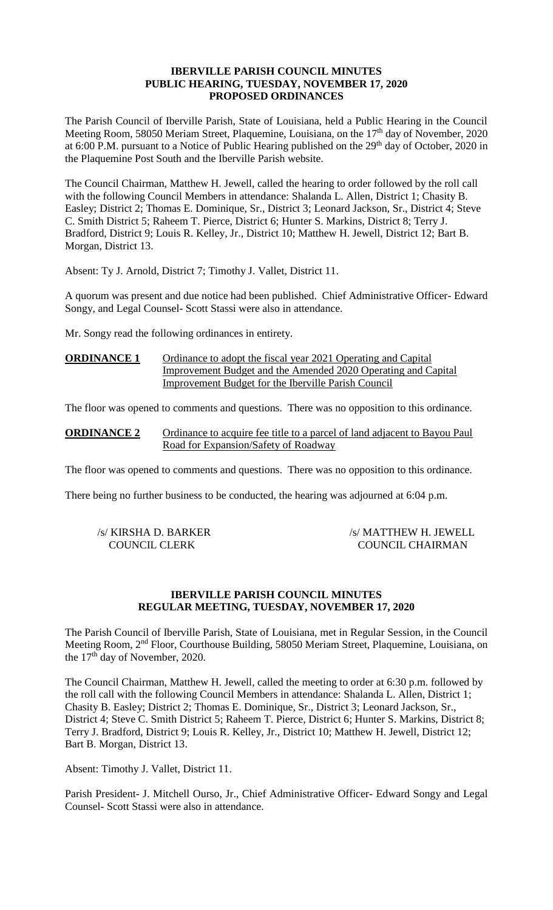# IBERVILLE PARISH COUNCIL MINUTES
## PUBLIC HEARING, TUESDAY, NOVEMBER 17, 2020
## PROPOSED ORDINANCES

The Parish Council of Iberville Parish, State of Louisiana, held a Public Hearing in the Council Meeting Room, 58050 Meriam Street, Plaquemine, Louisiana, on the 17th day of November, 2020 at 6:00 P.M. pursuant to a Notice of Public Hearing published on the 29th day of October, 2020 in the Plaquemine Post South and the Iberville Parish website.

The Council Chairman, Matthew H. Jewell, called the hearing to order followed by the roll call with the following Council Members in attendance: Shalanda L. Allen, District 1; Chasity B. Easley; District 2; Thomas E. Dominique, Sr., District 3; Leonard Jackson, Sr., District 4; Steve C. Smith District 5; Raheem T. Pierce, District 6; Hunter S. Markins, District 8; Terry J. Bradford, District 9; Louis R. Kelley, Jr., District 10; Matthew H. Jewell, District 12; Bart B. Morgan, District 13.

Absent: Ty J. Arnold, District 7; Timothy J. Vallet, District 11.

A quorum was present and due notice had been published. Chief Administrative Officer- Edward Songy, and Legal Counsel- Scott Stassi were also in attendance.

Mr. Songy read the following ordinances in entirety.

**ORDINANCE 1** Ordinance to adopt the fiscal year 2021 Operating and Capital Improvement Budget and the Amended 2020 Operating and Capital Improvement Budget for the Iberville Parish Council

The floor was opened to comments and questions. There was no opposition to this ordinance.

**ORDINANCE 2** Ordinance to acquire fee title to a parcel of land adjacent to Bayou Paul Road for Expansion/Safety of Roadway

The floor was opened to comments and questions. There was no opposition to this ordinance.

There being no further business to be conducted, the hearing was adjourned at 6:04 p.m.

/s/ KIRSHA D. BARKER
COUNCIL CLERK

/s/ MATTHEW H. JEWELL
COUNCIL CHAIRMAN

# IBERVILLE PARISH COUNCIL MINUTES
## REGULAR MEETING, TUESDAY, NOVEMBER 17, 2020

The Parish Council of Iberville Parish, State of Louisiana, met in Regular Session, in the Council Meeting Room, 2nd Floor, Courthouse Building, 58050 Meriam Street, Plaquemine, Louisiana, on the 17th day of November, 2020.

The Council Chairman, Matthew H. Jewell, called the meeting to order at 6:30 p.m. followed by the roll call with the following Council Members in attendance: Shalanda L. Allen, District 1; Chasity B. Easley; District 2; Thomas E. Dominique, Sr., District 3; Leonard Jackson, Sr., District 4; Steve C. Smith District 5; Raheem T. Pierce, District 6; Hunter S. Markins, District 8; Terry J. Bradford, District 9; Louis R. Kelley, Jr., District 10; Matthew H. Jewell, District 12; Bart B. Morgan, District 13.

Absent: Timothy J. Vallet, District 11.

Parish President- J. Mitchell Ourso, Jr., Chief Administrative Officer- Edward Songy and Legal Counsel- Scott Stassi were also in attendance.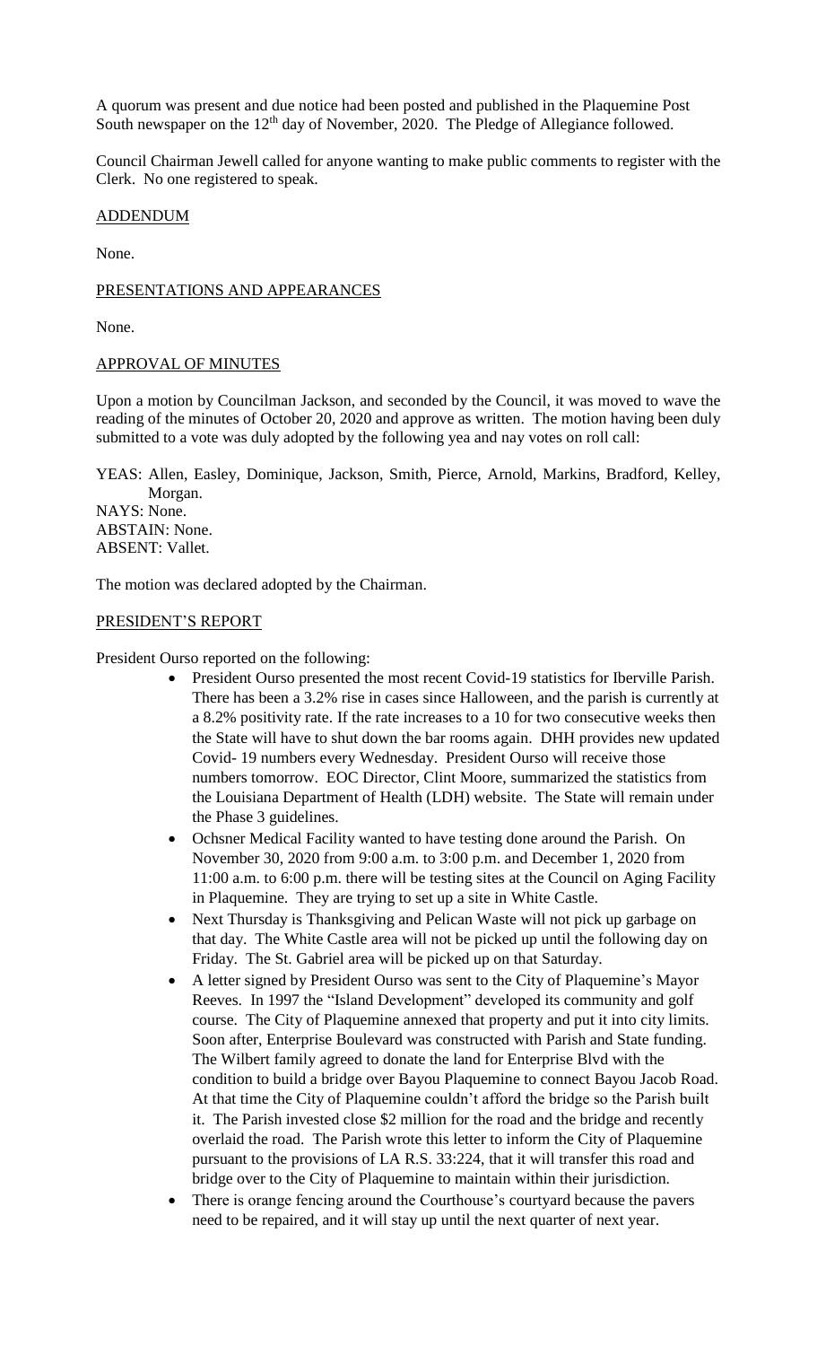A quorum was present and due notice had been posted and published in the Plaquemine Post South newspaper on the 12th day of November, 2020. The Pledge of Allegiance followed.

Council Chairman Jewell called for anyone wanting to make public comments to register with the Clerk. No one registered to speak.

ADDENDUM

None.

PRESENTATIONS AND APPEARANCES

None.

APPROVAL OF MINUTES

Upon a motion by Councilman Jackson, and seconded by the Council, it was moved to wave the reading of the minutes of October 20, 2020 and approve as written. The motion having been duly submitted to a vote was duly adopted by the following yea and nay votes on roll call:

YEAS: Allen, Easley, Dominique, Jackson, Smith, Pierce, Arnold, Markins, Bradford, Kelley, Morgan.
NAYS: None.
ABSTAIN: None.
ABSENT: Vallet.

The motion was declared adopted by the Chairman.

PRESIDENT'S REPORT

President Ourso reported on the following:

- President Ourso presented the most recent Covid-19 statistics for Iberville Parish. There has been a 3.2% rise in cases since Halloween, and the parish is currently at a 8.2% positivity rate. If the rate increases to a 10 for two consecutive weeks then the State will have to shut down the bar rooms again. DHH provides new updated Covid- 19 numbers every Wednesday. President Ourso will receive those numbers tomorrow. EOC Director, Clint Moore, summarized the statistics from the Louisiana Department of Health (LDH) website. The State will remain under the Phase 3 guidelines.
- Ochsner Medical Facility wanted to have testing done around the Parish. On November 30, 2020 from 9:00 a.m. to 3:00 p.m. and December 1, 2020 from 11:00 a.m. to 6:00 p.m. there will be testing sites at the Council on Aging Facility in Plaquemine. They are trying to set up a site in White Castle.
- Next Thursday is Thanksgiving and Pelican Waste will not pick up garbage on that day. The White Castle area will not be picked up until the following day on Friday. The St. Gabriel area will be picked up on that Saturday.
- A letter signed by President Ourso was sent to the City of Plaquemine's Mayor Reeves. In 1997 the "Island Development" developed its community and golf course. The City of Plaquemine annexed that property and put it into city limits. Soon after, Enterprise Boulevard was constructed with Parish and State funding. The Wilbert family agreed to donate the land for Enterprise Blvd with the condition to build a bridge over Bayou Plaquemine to connect Bayou Jacob Road. At that time the City of Plaquemine couldn't afford the bridge so the Parish built it. The Parish invested close $2 million for the road and the bridge and recently overlaid the road. The Parish wrote this letter to inform the City of Plaquemine pursuant to the provisions of LA R.S. 33:224, that it will transfer this road and bridge over to the City of Plaquemine to maintain within their jurisdiction.
- There is orange fencing around the Courthouse's courtyard because the pavers need to be repaired, and it will stay up until the next quarter of next year.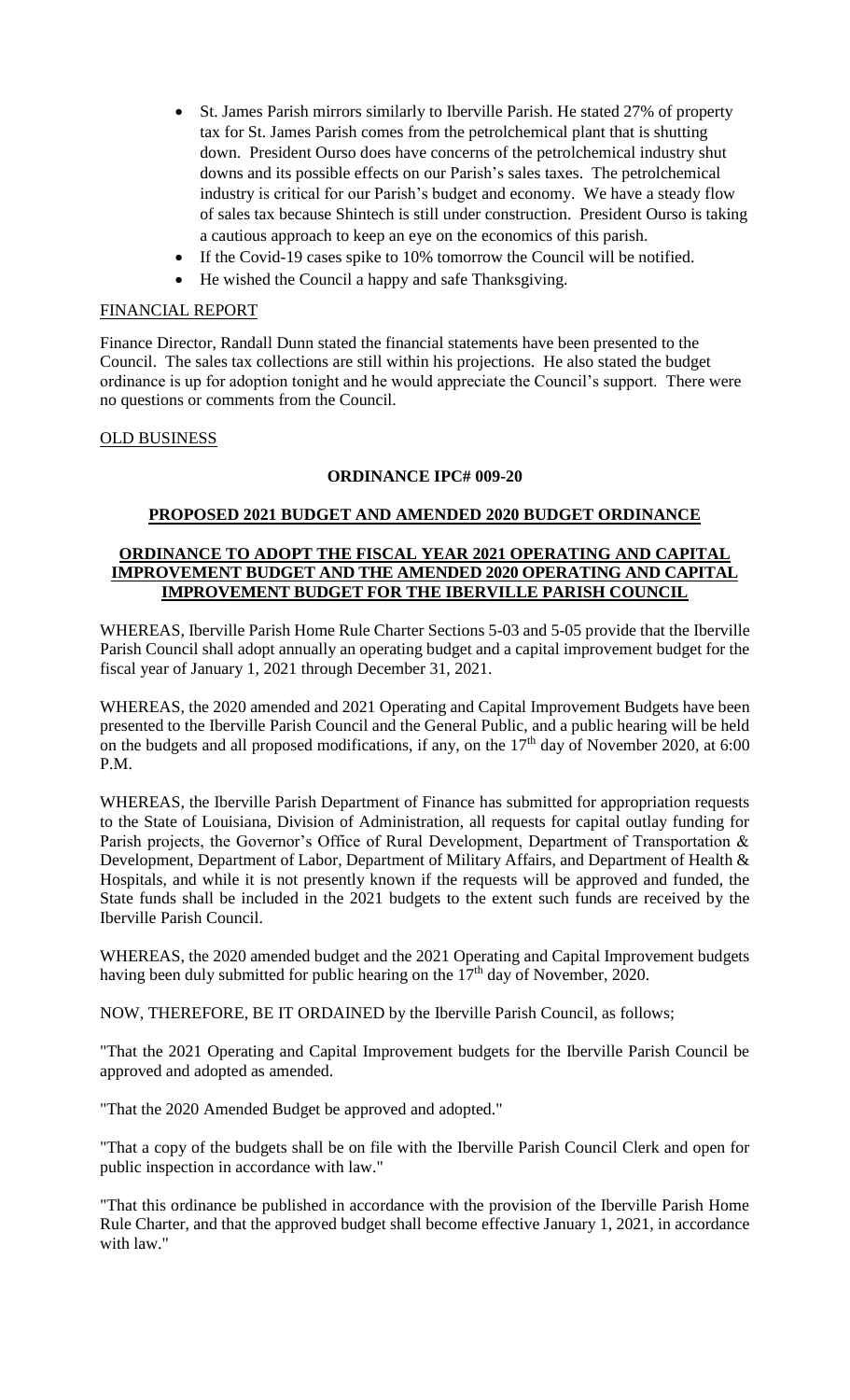- St. James Parish mirrors similarly to Iberville Parish. He stated 27% of property tax for St. James Parish comes from the petrolchemical plant that is shutting down. President Ourso does have concerns of the petrolchemical industry shut downs and its possible effects on our Parish's sales taxes. The petrolchemical industry is critical for our Parish's budget and economy. We have a steady flow of sales tax because Shintech is still under construction. President Ourso is taking a cautious approach to keep an eye on the economics of this parish.
- If the Covid-19 cases spike to 10% tomorrow the Council will be notified.
- He wished the Council a happy and safe Thanksgiving.

FINANCIAL REPORT

Finance Director, Randall Dunn stated the financial statements have been presented to the Council. The sales tax collections are still within his projections. He also stated the budget ordinance is up for adoption tonight and he would appreciate the Council's support. There were no questions or comments from the Council.

OLD BUSINESS

**ORDINANCE IPC# 009-20**

**PROPOSED 2021 BUDGET AND AMENDED 2020 BUDGET ORDINANCE**

**ORDINANCE TO ADOPT THE FISCAL YEAR 2021 OPERATING AND CAPITAL IMPROVEMENT BUDGET AND THE AMENDED 2020 OPERATING AND CAPITAL IMPROVEMENT BUDGET FOR THE IBERVILLE PARISH COUNCIL**

WHEREAS, Iberville Parish Home Rule Charter Sections 5-03 and 5-05 provide that the Iberville Parish Council shall adopt annually an operating budget and a capital improvement budget for the fiscal year of January 1, 2021 through December 31, 2021.

WHEREAS, the 2020 amended and 2021 Operating and Capital Improvement Budgets have been presented to the Iberville Parish Council and the General Public, and a public hearing will be held on the budgets and all proposed modifications, if any, on the 17th day of November 2020, at 6:00 P.M.

WHEREAS, the Iberville Parish Department of Finance has submitted for appropriation requests to the State of Louisiana, Division of Administration, all requests for capital outlay funding for Parish projects, the Governor's Office of Rural Development, Department of Transportation & Development, Department of Labor, Department of Military Affairs, and Department of Health & Hospitals, and while it is not presently known if the requests will be approved and funded, the State funds shall be included in the 2021 budgets to the extent such funds are received by the Iberville Parish Council.

WHEREAS, the 2020 amended budget and the 2021 Operating and Capital Improvement budgets having been duly submitted for public hearing on the 17th day of November, 2020.

NOW, THEREFORE, BE IT ORDAINED by the Iberville Parish Council, as follows;

"That the 2021 Operating and Capital Improvement budgets for the Iberville Parish Council be approved and adopted as amended.

"That the 2020 Amended Budget be approved and adopted."

"That a copy of the budgets shall be on file with the Iberville Parish Council Clerk and open for public inspection in accordance with law."

"That this ordinance be published in accordance with the provision of the Iberville Parish Home Rule Charter, and that the approved budget shall become effective January 1, 2021, in accordance with law."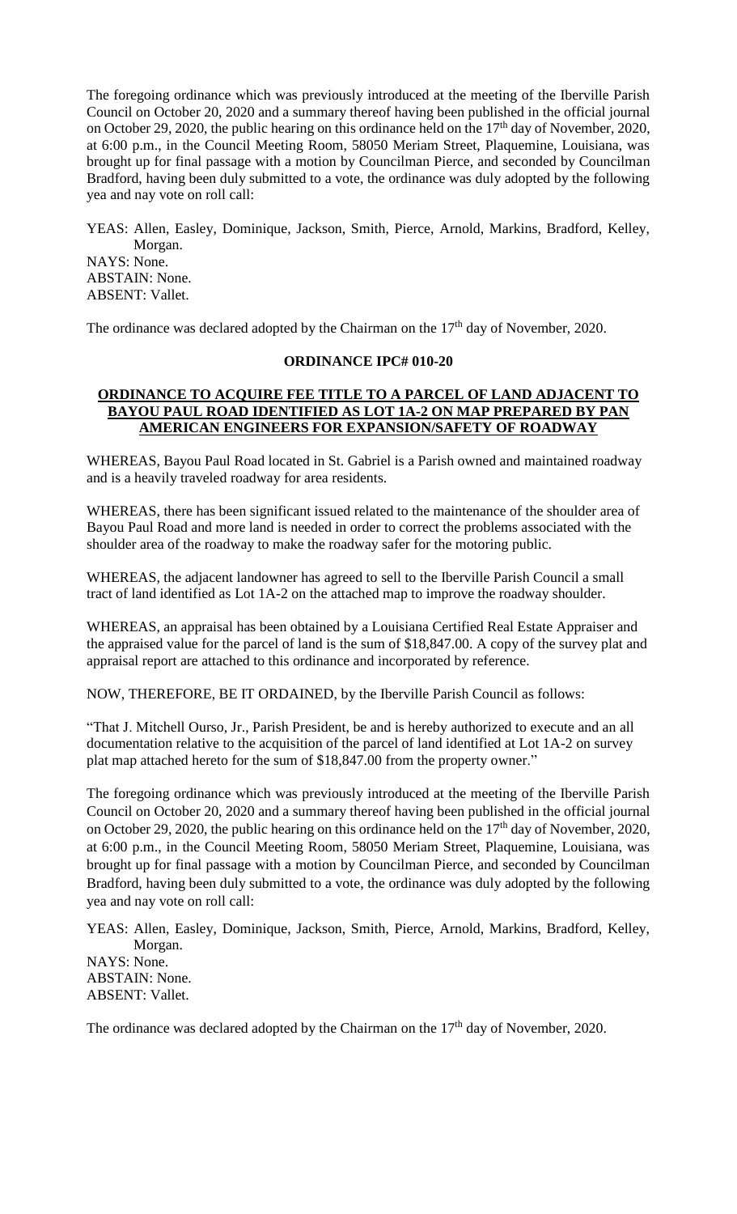The foregoing ordinance which was previously introduced at the meeting of the Iberville Parish Council on October 20, 2020 and a summary thereof having been published in the official journal on October 29, 2020, the public hearing on this ordinance held on the 17th day of November, 2020, at 6:00 p.m., in the Council Meeting Room, 58050 Meriam Street, Plaquemine, Louisiana, was brought up for final passage with a motion by Councilman Pierce, and seconded by Councilman Bradford, having been duly submitted to a vote, the ordinance was duly adopted by the following yea and nay vote on roll call:

YEAS: Allen, Easley, Dominique, Jackson, Smith, Pierce, Arnold, Markins, Bradford, Kelley, Morgan.
NAYS: None.
ABSTAIN: None.
ABSENT: Vallet.

The ordinance was declared adopted by the Chairman on the 17th day of November, 2020.

## ORDINANCE IPC# 010-20

## ORDINANCE TO ACQUIRE FEE TITLE TO A PARCEL OF LAND ADJACENT TO BAYOU PAUL ROAD IDENTIFIED AS LOT 1A-2 ON MAP PREPARED BY PAN AMERICAN ENGINEERS FOR EXPANSION/SAFETY OF ROADWAY

WHEREAS, Bayou Paul Road located in St. Gabriel is a Parish owned and maintained roadway and is a heavily traveled roadway for area residents.

WHEREAS, there has been significant issued related to the maintenance of the shoulder area of Bayou Paul Road and more land is needed in order to correct the problems associated with the shoulder area of the roadway to make the roadway safer for the motoring public.

WHEREAS, the adjacent landowner has agreed to sell to the Iberville Parish Council a small tract of land identified as Lot 1A-2 on the attached map to improve the roadway shoulder.

WHEREAS, an appraisal has been obtained by a Louisiana Certified Real Estate Appraiser and the appraised value for the parcel of land is the sum of $18,847.00. A copy of the survey plat and appraisal report are attached to this ordinance and incorporated by reference.

NOW, THEREFORE, BE IT ORDAINED, by the Iberville Parish Council as follows:

"That J. Mitchell Ourso, Jr., Parish President, be and is hereby authorized to execute and an all documentation relative to the acquisition of the parcel of land identified at Lot 1A-2 on survey plat map attached hereto for the sum of $18,847.00 from the property owner."

The foregoing ordinance which was previously introduced at the meeting of the Iberville Parish Council on October 20, 2020 and a summary thereof having been published in the official journal on October 29, 2020, the public hearing on this ordinance held on the 17th day of November, 2020, at 6:00 p.m., in the Council Meeting Room, 58050 Meriam Street, Plaquemine, Louisiana, was brought up for final passage with a motion by Councilman Pierce, and seconded by Councilman Bradford, having been duly submitted to a vote, the ordinance was duly adopted by the following yea and nay vote on roll call:

YEAS: Allen, Easley, Dominique, Jackson, Smith, Pierce, Arnold, Markins, Bradford, Kelley, Morgan.
NAYS: None.
ABSTAIN: None.
ABSENT: Vallet.

The ordinance was declared adopted by the Chairman on the 17th day of November, 2020.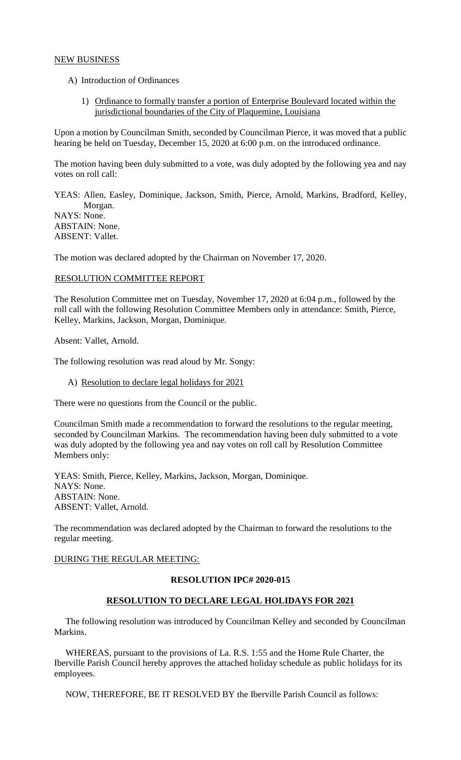## NEW BUSINESS

A) Introduction of Ordinances

1) Ordinance to formally transfer a portion of Enterprise Boulevard located within the jurisdictional boundaries of the City of Plaquemine, Louisiana

Upon a motion by Councilman Smith, seconded by Councilman Pierce, it was moved that a public hearing be held on Tuesday, December 15, 2020 at 6:00 p.m. on the introduced ordinance.

The motion having been duly submitted to a vote, was duly adopted by the following yea and nay votes on roll call:

YEAS: Allen, Easley, Dominique, Jackson, Smith, Pierce, Arnold, Markins, Bradford, Kelley, Morgan.
NAYS: None.
ABSTAIN: None.
ABSENT: Vallet.

The motion was declared adopted by the Chairman on November 17, 2020.

## RESOLUTION COMMITTEE REPORT

The Resolution Committee met on Tuesday, November 17, 2020 at 6:04 p.m., followed by the roll call with the following Resolution Committee Members only in attendance: Smith, Pierce, Kelley, Markins, Jackson, Morgan, Dominique.

Absent: Vallet, Arnold.

The following resolution was read aloud by Mr. Songy:

A) Resolution to declare legal holidays for 2021

There were no questions from the Council or the public.

Councilman Smith made a recommendation to forward the resolutions to the regular meeting, seconded by Councilman Markins. The recommendation having been duly submitted to a vote was duly adopted by the following yea and nay votes on roll call by Resolution Committee Members only:

YEAS: Smith, Pierce, Kelley, Markins, Jackson, Morgan, Dominique.
NAYS: None.
ABSTAIN: None.
ABSENT: Vallet, Arnold.

The recommendation was declared adopted by the Chairman to forward the resolutions to the regular meeting.

## DURING THE REGULAR MEETING:

**RESOLUTION IPC# 2020-015**

**RESOLUTION TO DECLARE LEGAL HOLIDAYS FOR 2021**

The following resolution was introduced by Councilman Kelley and seconded by Councilman Markins.

WHEREAS, pursuant to the provisions of La. R.S. 1:55 and the Home Rule Charter, the Iberville Parish Council hereby approves the attached holiday schedule as public holidays for its employees.

NOW, THEREFORE, BE IT RESOLVED BY the Iberville Parish Council as follows: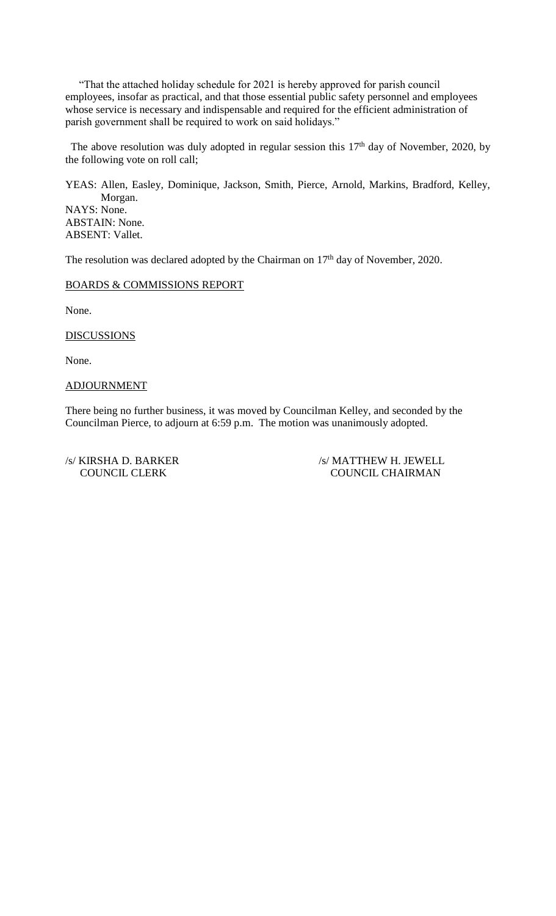"That the attached holiday schedule for 2021 is hereby approved for parish council employees, insofar as practical, and that those essential public safety personnel and employees whose service is necessary and indispensable and required for the efficient administration of parish government shall be required to work on said holidays."

The above resolution was duly adopted in regular session this 17th day of November, 2020, by the following vote on roll call;

YEAS: Allen, Easley, Dominique, Jackson, Smith, Pierce, Arnold, Markins, Bradford, Kelley, Morgan.
NAYS: None.
ABSTAIN: None.
ABSENT: Vallet.

The resolution was declared adopted by the Chairman on 17th day of November, 2020.

## BOARDS & COMMISSIONS REPORT

None.

## DISCUSSIONS

None.

## ADJOURNMENT

There being no further business, it was moved by Councilman Kelley, and seconded by the Councilman Pierce, to adjourn at 6:59 p.m. The motion was unanimously adopted.

/s/ KIRSHA D. BARKER
COUNCIL CLERK

/s/ MATTHEW H. JEWELL
COUNCIL CHAIRMAN